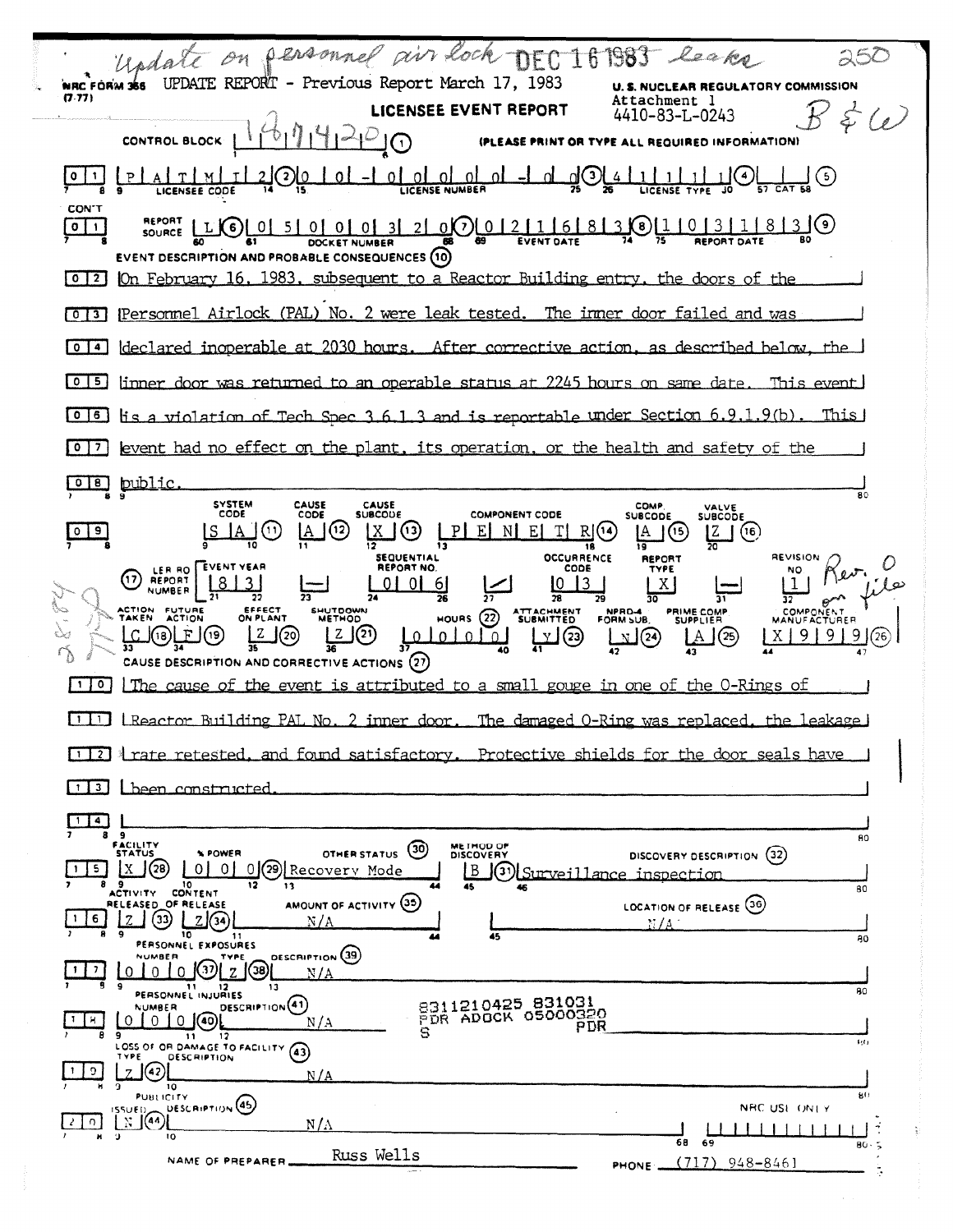Update on personnel air lock DEC 16 1983 leaks 250

NRC FORM 366 (7-77) UPDATE REPORT - Previous Report March 17, 1983

U.S. NUCLEAR REGULATORY COMMISSION

# LICENSEE EVENT REPORT

Attachment 1
4410-83-L-0243

B & W

CONTROL BLOCK: 1 8 7 4 2 0 (1) (PLEASE PRINT OR TYPE ALL REQUIRED INFORMATION)

0 1 | P A T M I 2 (2) | 0 0 - 0 0 0 0 0 - 0 0 (3) | 4 1 1 1 1 (4) | (5)
LICENSEE CODE | LICENSE NUMBER | LICENSE TYPE | CAT

CON'T

0 1 | REPORT SOURCE L (6) | 0 5 0 0 0 3 2 0 (7) | 0 2 1 6 8 3 (8) | 1 0 3 1 8 3 (9)
DOCKET NUMBER | EVENT DATE | REPORT DATE

EVENT DESCRIPTION AND PROBABLE CONSEQUENCES (10)

On February 16, 1983, subsequent to a Reactor Building entry, the doors of the Personnel Airlock (PAL) No. 2 were leak tested. The inner door failed and was declared inoperable at 2030 hours. After corrective action, as described below, the inner door was returned to an operable status at 2245 hours on same date. This event is a violation of Tech Spec 3.6.1.3 and is reportable under Section 6.9.1.9(b). This event had no effect on the plant, its operation, or the health and safety of the public.

| SYSTEM CODE | CAUSE CODE | CAUSE SUBCODE | COMPONENT CODE | COMP. SUBCODE | VALVE SUBCODE |
|---|---|---|---|---|---|
| S A (11) | A (12) | X (13) | P E N E T R (14) | A (15) | Z (16) |

| LER RO REPORT NUMBER (17) | EVENT YEAR | | SEQUENTIAL REPORT NO. | | OCCURRENCE CODE | REPORT TYPE | | REVISION NO. |
|---|---|---|---|---|---|---|---|---|
| | 8 3 | — | 0 0 6 | / | 0 3 | X | — | 1 |

Rev. 0 on file

| ACTION TAKEN | FUTURE ACTION | EFFECT ON PLANT | SHUTDOWN METHOD | HOURS (22) | ATTACHMENT SUBMITTED | NPRD-4 FORM SUB. | PRIME COMP SUPPLIER | COMPONENT MANUFACTURER |
|---|---|---|---|---|---|---|---|---|
| C (18) | F (19) | Z (20) | Z (21) | 0 0 0 0 | Y (23) | N (24) | A (25) | X 9 9 9 (26) |

CAUSE DESCRIPTION AND CORRECTIVE ACTIONS (27)

The cause of the event is attributed to a small gouge in one of the O-Rings of Reactor Building PAL No. 2 inner door. The damaged O-Ring was replaced, the leakage rate retested, and found satisfactory. Protective shields for the door seals have been constructed.

| FACILITY STATUS | % POWER | OTHER STATUS (30) | METHOD OF DISCOVERY | DISCOVERY DESCRIPTION (32) |
|---|---|---|---|---|
| X (28) | 0 0 0 (29) | Recovery Mode | B (31) | Surveillance inspection |

| ACTIVITY RELEASED OF RELEASE | CONTENT | AMOUNT OF ACTIVITY (35) | LOCATION OF RELEASE (36) |
|---|---|---|---|
| Z (33) | Z (34) | N/A | N/A |

PERSONNEL EXPOSURES

| NUMBER | TYPE | DESCRIPTION (39) |
|---|---|---|
| 0 0 0 (37) | Z (38) | N/A |

PERSONNEL INJURIES

| NUMBER | DESCRIPTION (41) |
|---|---|
| 0 0 0 (40) | N/A |

8311210425 831031
PDR ADOCK 05000320
S PDR

LOSS OF OR DAMAGE TO FACILITY (43)

| TYPE | DESCRIPTION |
|---|---|
| Z (42) | N/A |

PUBLICITY

| ISSUED | DESCRIPTION (45) |
|---|---|
| N (44) | N/A |

NRC USE ONLY

NAME OF PREPARER: Russ Wells PHONE: (717) 948-8461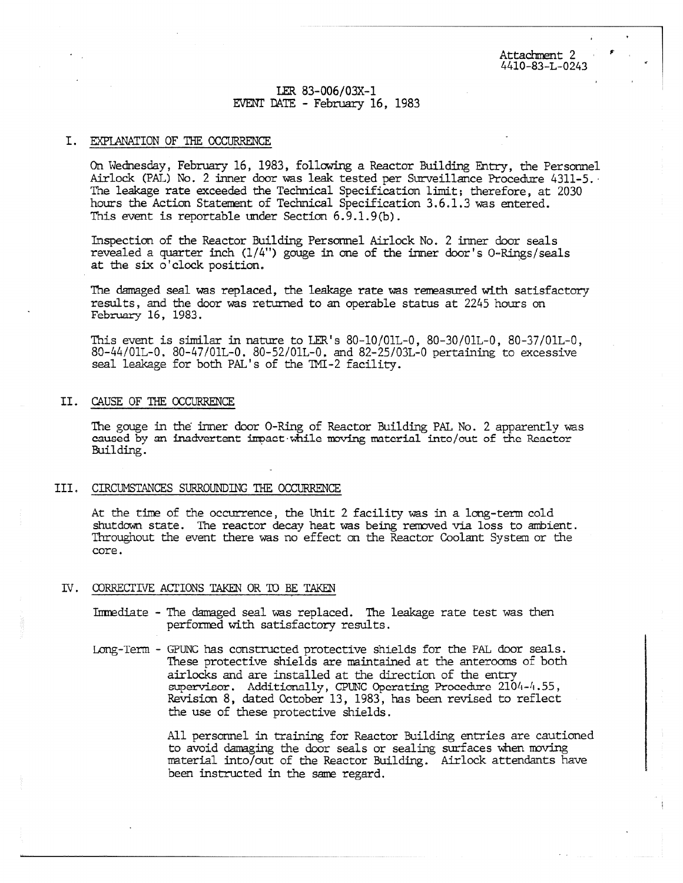Attachment 2
4410-83-L-0243

LER 83-006/03X-1
EVENT DATE - February 16, 1983

## I. EXPLANATION OF THE OCCURRENCE

On Wednesday, February 16, 1983, following a Reactor Building Entry, the Personnel Airlock (PAL) No. 2 inner door was leak tested per Surveillance Procedure 4311-5. The leakage rate exceeded the Technical Specification limit; therefore, at 2030 hours the Action Statement of Technical Specification 3.6.1.3 was entered. This event is reportable under Section 6.9.1.9(b).

Inspection of the Reactor Building Personnel Airlock No. 2 inner door seals revealed a quarter inch (1/4") gouge in one of the inner door's O-Rings/seals at the six o'clock position.

The damaged seal was replaced, the leakage rate was remeasured with satisfactory results, and the door was returned to an operable status at 2245 hours on February 16, 1983.

This event is similar in nature to LER's 80-10/01L-0, 80-30/01L-0, 80-37/01L-0, 80-44/01L-0, 80-47/01L-0, 80-52/01L-0, and 82-25/03L-0 pertaining to excessive seal leakage for both PAL's of the TMI-2 facility.

## II. CAUSE OF THE OCCURRENCE

The gouge in the inner door O-Ring of Reactor Building PAL No. 2 apparently was caused by an inadvertent impact while moving material into/out of the Reactor Building.

## III. CIRCUMSTANCES SURROUNDING THE OCCURRENCE

At the time of the occurrence, the Unit 2 facility was in a long-term cold shutdown state. The reactor decay heat was being removed via loss to ambient. Throughout the event there was no effect on the Reactor Coolant System or the core.

## IV. CORRECTIVE ACTIONS TAKEN OR TO BE TAKEN

Immediate - The damaged seal was replaced. The leakage rate test was then performed with satisfactory results.

Long-Term - GPUNC has constructed protective shields for the PAL door seals. These protective shields are maintained at the anterooms of both airlocks and are installed at the direction of the entry supervisor. Additionally, GPUNC Operating Procedure 2104-4.55, Revision 8, dated October 13, 1983, has been revised to reflect the use of these protective shields.

All personnel in training for Reactor Building entries are cautioned to avoid damaging the door seals or sealing surfaces when moving material into/out of the Reactor Building. Airlock attendants have been instructed in the same regard.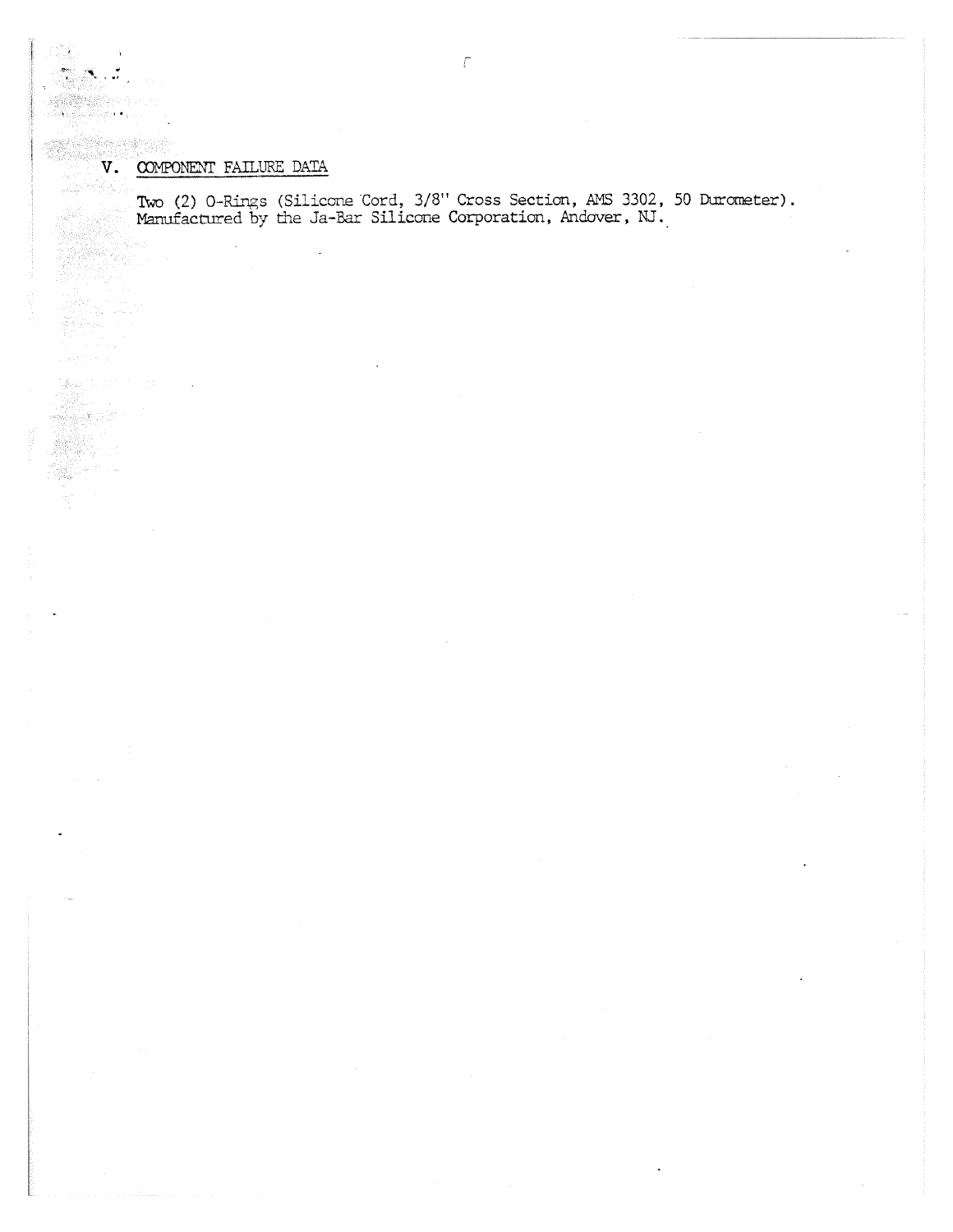## V. COMPONENT FAILURE DATA

Two (2) O-Rings (Silicone Cord, 3/8" Cross Section, AMS 3302, 50 Durometer). Manufactured by the Ja-Bar Silicone Corporation, Andover, NJ.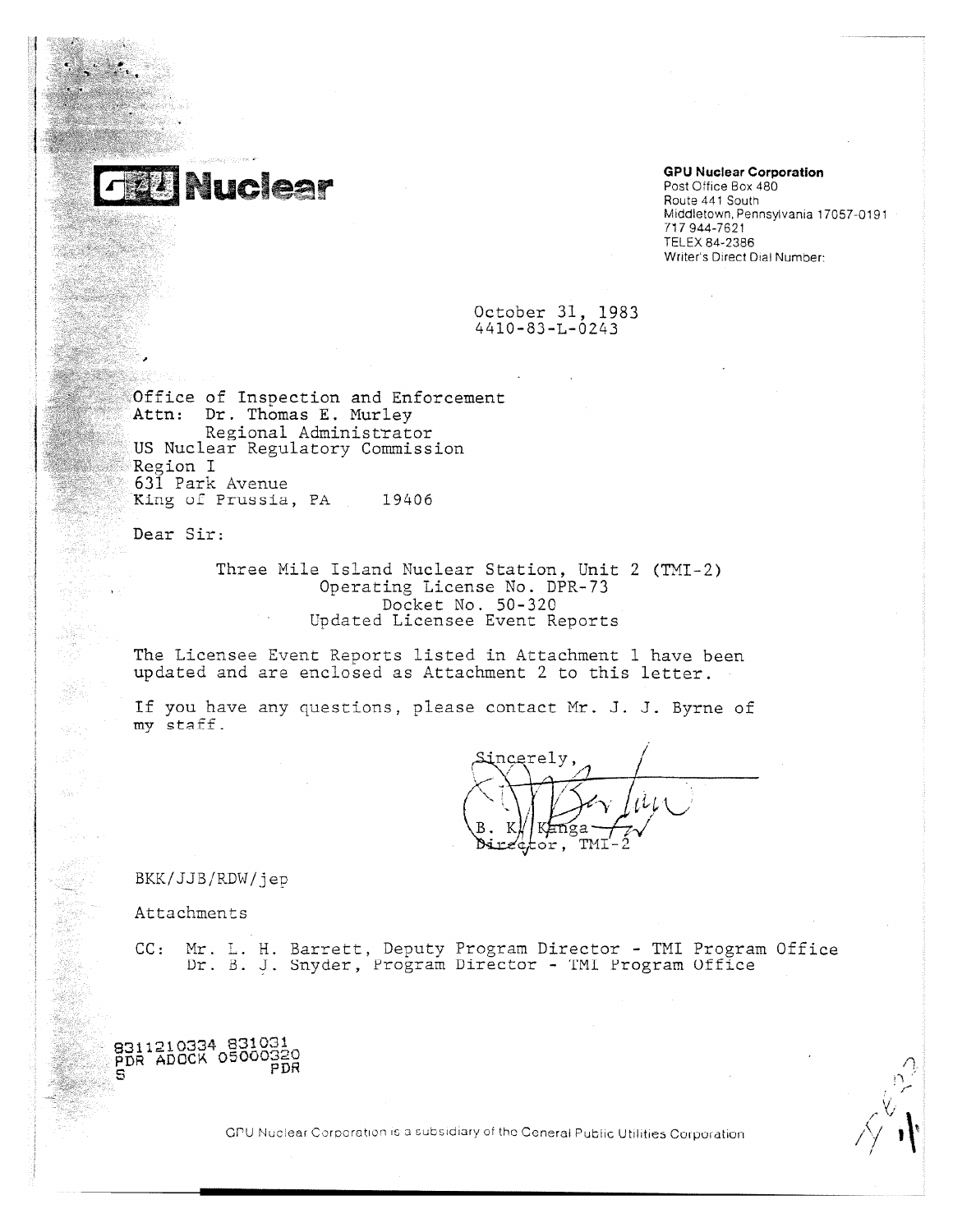**GPU Nuclear**

**GPU Nuclear Corporation**
Post Office Box 480
Route 441 South
Middletown, Pennsylvania 17057-0191
717 944-7621
TELEX 84-2386
Writer's Direct Dial Number:

October 31, 1983
4410-83-L-0243

Office of Inspection and Enforcement
Attn: Dr. Thomas E. Murley
Regional Administrator
US Nuclear Regulatory Commission
Region I
631 Park Avenue
King of Prussia, PA 19406

Dear Sir:

Three Mile Island Nuclear Station, Unit 2 (TMI-2)
Operating License No. DPR-73
Docket No. 50-320
Updated Licensee Event Reports

The Licensee Event Reports listed in Attachment 1 have been updated and are enclosed as Attachment 2 to this letter.

If you have any questions, please contact Mr. J. J. Byrne of my staff.

Sincerely,

B. K. Kanga
Director, TMI-2

BKK/JJB/RDW/jep

Attachments

CC: Mr. L. H. Barrett, Deputy Program Director - TMI Program Office
Dr. B. J. Snyder, Program Director - TMI Program Office

8311210334 831031
PDR ADOCK 05000320
S PDR

GPU Nuclear Corporation is a subsidiary of the General Public Utilities Corporation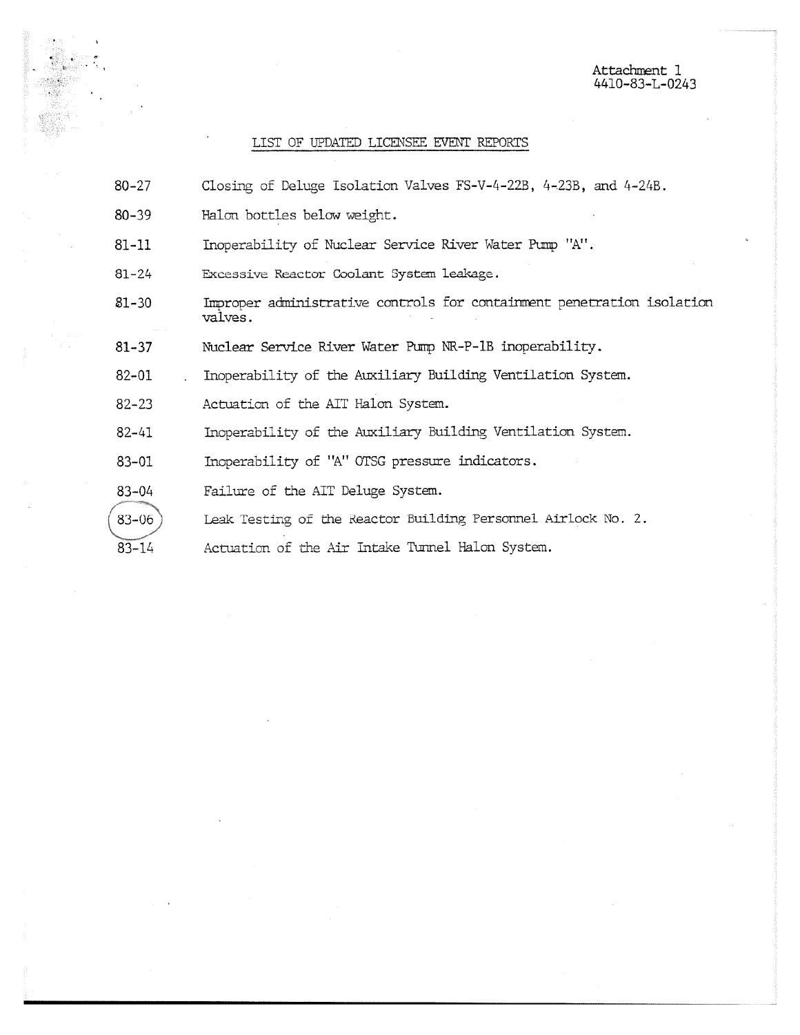Attachment 1
4410-83-L-0243

## LIST OF UPDATED LICENSEE EVENT REPORTS

| | |
|---|---|
| 80-27 | Closing of Deluge Isolation Valves FS-V-4-22B, 4-23B, and 4-24B. |
| 80-39 | Halon bottles below weight. |
| 81-11 | Inoperability of Nuclear Service River Water Pump "A". |
| 81-24 | Excessive Reactor Coolant System leakage. |
| 81-30 | Improper administrative controls for containment penetration isolation valves. |
| 81-37 | Nuclear Service River Water Pump NR-P-1B inoperability. |
| 82-01 | Inoperability of the Auxiliary Building Ventilation System. |
| 82-23 | Actuation of the AIT Halon System. |
| 82-41 | Inoperability of the Auxiliary Building Ventilation System. |
| 83-01 | Inoperability of "A" OTSG pressure indicators. |
| 83-04 | Failure of the AIT Deluge System. |
| 83-06 | Leak Testing of the Reactor Building Personnel Airlock No. 2. |
| 83-14 | Actuation of the Air Intake Tunnel Halon System. |